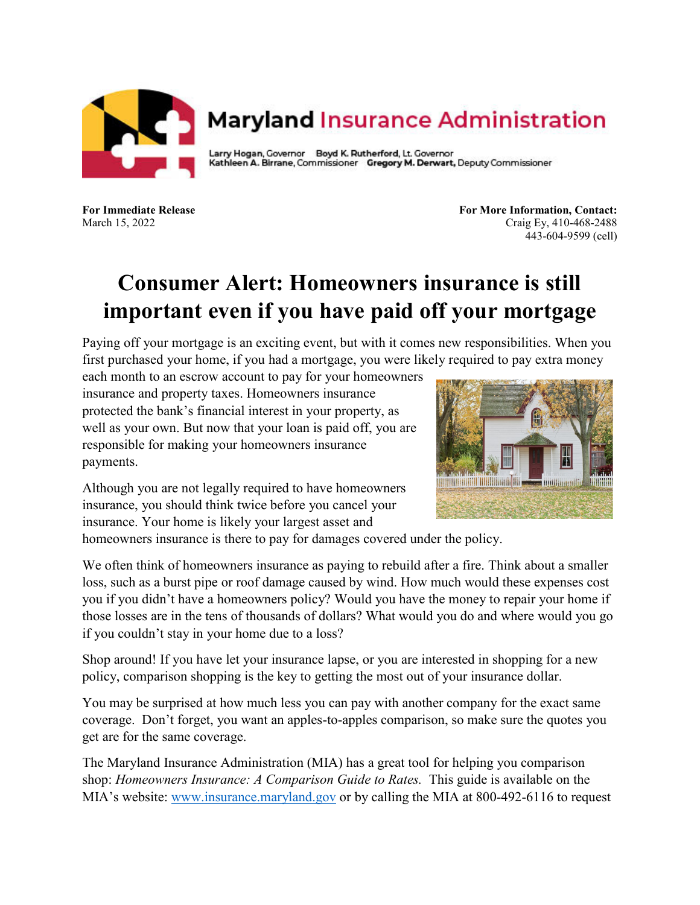# Maryland Insurance Administration

Larry Hogan, Governor **Boyd K. Rutherford**, Lt. Governor
**Kathleen A. Birrane**, Commissioner **Gregory M. Derwart**, Deputy Commissioner

**For Immediate Release**
March 15, 2022

**For More Information, Contact:**
Craig Ey, 410-468-2488
443-604-9599 (cell)

# Consumer Alert: Homeowners insurance is still important even if you have paid off your mortgage

Paying off your mortgage is an exciting event, but with it comes new responsibilities. When you first purchased your home, if you had a mortgage, you were likely required to pay extra money each month to an escrow account to pay for your homeowners insurance and property taxes. Homeowners insurance protected the bank's financial interest in your property, as well as your own. But now that your loan is paid off, you are responsible for making your homeowners insurance payments.

Although you are not legally required to have homeowners insurance, you should think twice before you cancel your insurance. Your home is likely your largest asset and homeowners insurance is there to pay for damages covered under the policy.

We often think of homeowners insurance as paying to rebuild after a fire. Think about a smaller loss, such as a burst pipe or roof damage caused by wind. How much would these expenses cost you if you didn't have a homeowners policy? Would you have the money to repair your home if those losses are in the tens of thousands of dollars? What would you do and where would you go if you couldn't stay in your home due to a loss?

Shop around! If you have let your insurance lapse, or you are interested in shopping for a new policy, comparison shopping is the key to getting the most out of your insurance dollar.

You may be surprised at how much less you can pay with another company for the exact same coverage. Don't forget, you want an apples-to-apples comparison, so make sure the quotes you get are for the same coverage.

The Maryland Insurance Administration (MIA) has a great tool for helping you comparison shop: *Homeowners Insurance: A Comparison Guide to Rates.* This guide is available on the MIA's website: [www.insurance.maryland.gov](http://www.insurance.maryland.gov) or by calling the MIA at 800-492-6116 to request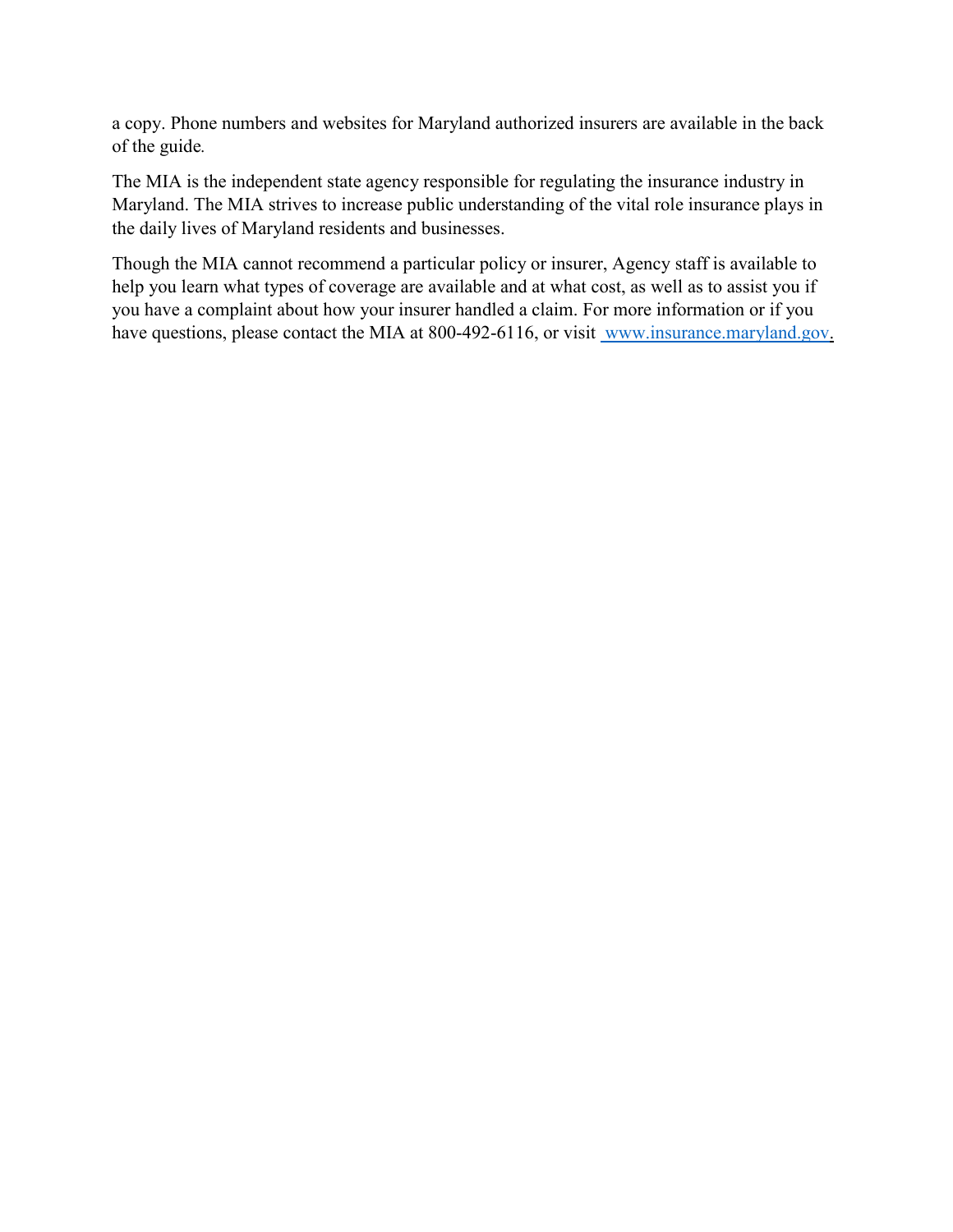a copy. Phone numbers and websites for Maryland authorized insurers are available in the back of the guide.

The MIA is the independent state agency responsible for regulating the insurance industry in Maryland. The MIA strives to increase public understanding of the vital role insurance plays in the daily lives of Maryland residents and businesses.

Though the MIA cannot recommend a particular policy or insurer, Agency staff is available to help you learn what types of coverage are available and at what cost, as well as to assist you if you have a complaint about how your insurer handled a claim. For more information or if you have questions, please contact the MIA at 800-492-6116, or visit www.insurance.maryland.gov.